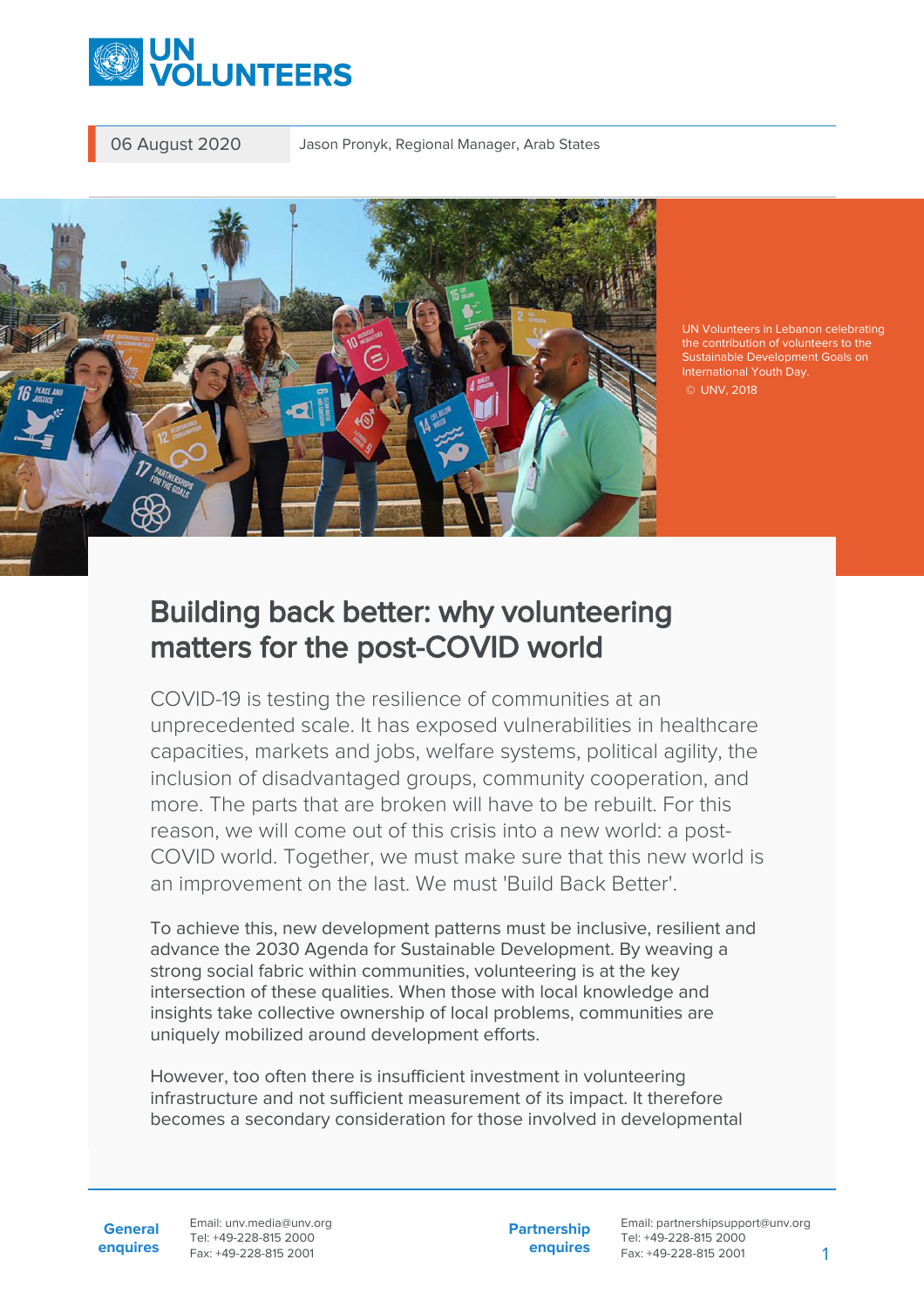UN VOLUNTEERS

06 August 2020 | Jason Pronyk, Regional Manager, Arab States

UN Volunteers in Lebanon celebrating the contribution of volunteers to the Sustainable Development Goals on International Youth Day.
© UNV, 2018

# Building back better: why volunteering matters for the post-COVID world

COVID-19 is testing the resilience of communities at an unprecedented scale. It has exposed vulnerabilities in healthcare capacities, markets and jobs, welfare systems, political agility, the inclusion of disadvantaged groups, community cooperation, and more. The parts that are broken will have to be rebuilt. For this reason, we will come out of this crisis into a new world: a post-COVID world. Together, we must make sure that this new world is an improvement on the last. We must 'Build Back Better'.

To achieve this, new development patterns must be inclusive, resilient and advance the 2030 Agenda for Sustainable Development. By weaving a strong social fabric within communities, volunteering is at the key intersection of these qualities. When those with local knowledge and insights take collective ownership of local problems, communities are uniquely mobilized around development efforts.

However, too often there is insufficient investment in volunteering infrastructure and not sufficient measurement of its impact. It therefore becomes a secondary consideration for those involved in developmental

**General enquires** Email: unv.media@unv.org Tel: +49-228-815 2000 Fax: +49-228-815 2001

**Partnership enquires** Email: partnershipsupport@unv.org Tel: +49-228-815 2000 Fax: +49-228-815 2001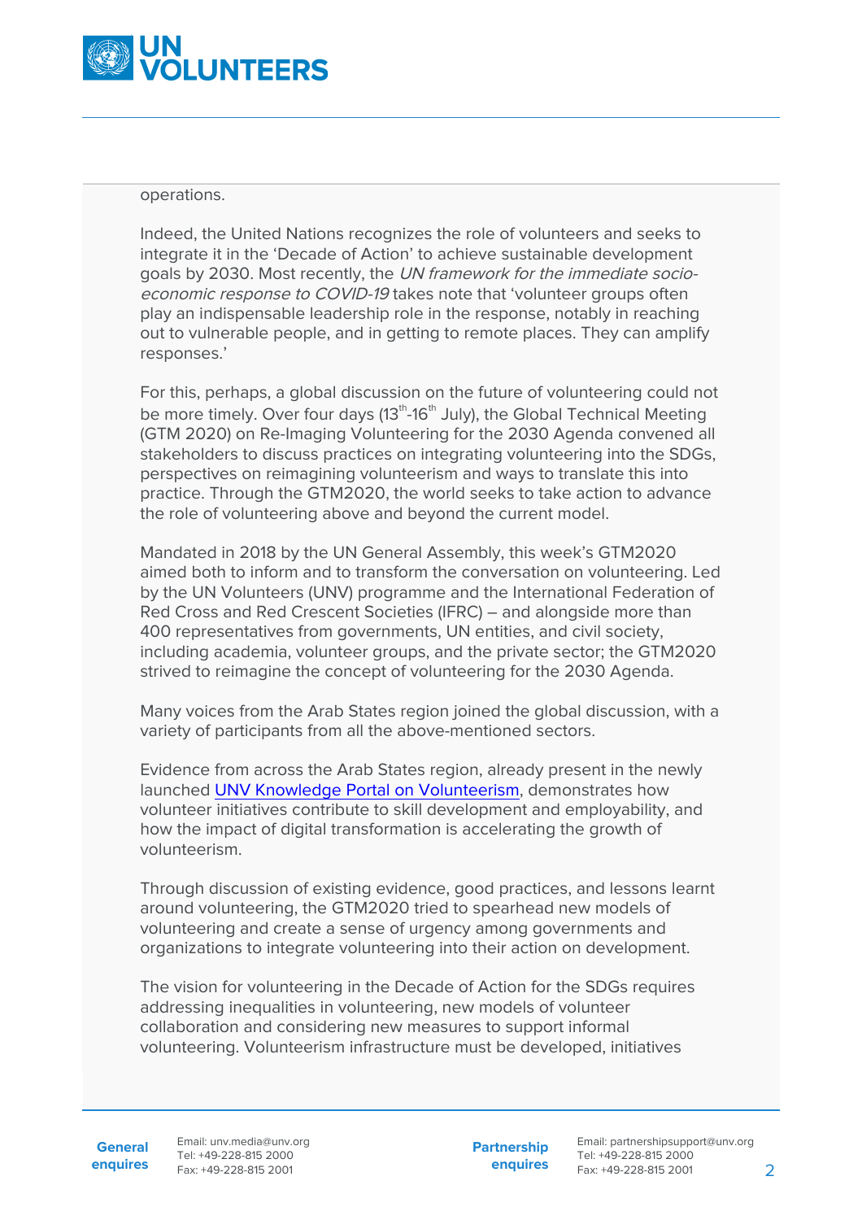operations.

Indeed, the United Nations recognizes the role of volunteers and seeks to integrate it in the 'Decade of Action' to achieve sustainable development goals by 2030. Most recently, the *UN framework for the immediate socio-economic response to COVID-19* takes note that 'volunteer groups often play an indispensable leadership role in the response, notably in reaching out to vulnerable people, and in getting to remote places. They can amplify responses.'

For this, perhaps, a global discussion on the future of volunteering could not be more timely. Over four days (13th-16th July), the Global Technical Meeting (GTM 2020) on Re-Imaging Volunteering for the 2030 Agenda convened all stakeholders to discuss practices on integrating volunteering into the SDGs, perspectives on reimagining volunteerism and ways to translate this into practice. Through the GTM2020, the world seeks to take action to advance the role of volunteering above and beyond the current model.

Mandated in 2018 by the UN General Assembly, this week's GTM2020 aimed both to inform and to transform the conversation on volunteering. Led by the UN Volunteers (UNV) programme and the International Federation of Red Cross and Red Crescent Societies (IFRC) – and alongside more than 400 representatives from governments, UN entities, and civil society, including academia, volunteer groups, and the private sector; the GTM2020 strived to reimagine the concept of volunteering for the 2030 Agenda.

Many voices from the Arab States region joined the global discussion, with a variety of participants from all the above-mentioned sectors.

Evidence from across the Arab States region, already present in the newly launched [UNV Knowledge Portal on Volunteerism](), demonstrates how volunteer initiatives contribute to skill development and employability, and how the impact of digital transformation is accelerating the growth of volunteerism.

Through discussion of existing evidence, good practices, and lessons learnt around volunteering, the GTM2020 tried to spearhead new models of volunteering and create a sense of urgency among governments and organizations to integrate volunteering into their action on development.

The vision for volunteering in the Decade of Action for the SDGs requires addressing inequalities in volunteering, new models of volunteer collaboration and considering new measures to support informal volunteering. Volunteerism infrastructure must be developed, initiatives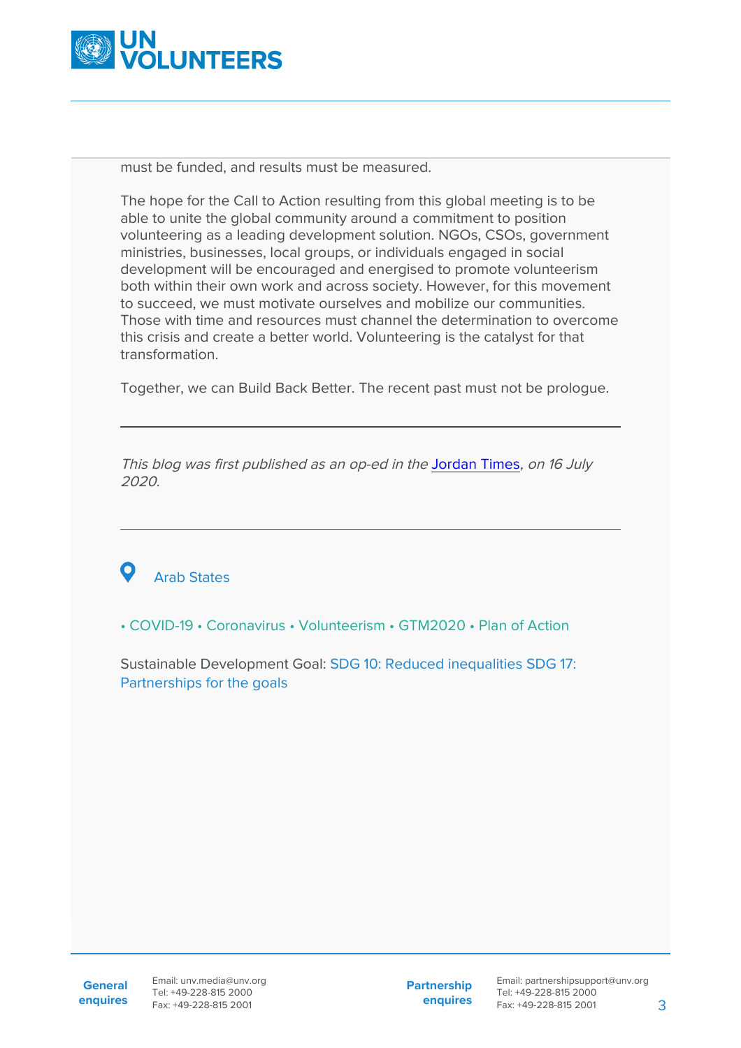must be funded, and results must be measured.

The hope for the Call to Action resulting from this global meeting is to be able to unite the global community around a commitment to position volunteering as a leading development solution. NGOs, CSOs, government ministries, businesses, local groups, or individuals engaged in social development will be encouraged and energised to promote volunteerism both within their own work and across society. However, for this movement to succeed, we must motivate ourselves and mobilize our communities. Those with time and resources must channel the determination to overcome this crisis and create a better world. Volunteering is the catalyst for that transformation.

Together, we can Build Back Better. The recent past must not be prologue.

---

*This blog was first published as an op-ed in the* [Jordan Times](), *on 16 July 2020.*

---

Arab States

• COVID-19 • Coronavirus • Volunteerism • GTM2020 • Plan of Action

Sustainable Development Goal: SDG 10: Reduced inequalities SDG 17: Partnerships for the goals

**General enquires**
Email: unv.media@unv.org
Tel: +49-228-815 2000
Fax: +49-228-815 2001

**Partnership enquires**
Email: partnershipsupport@unv.org
Tel: +49-228-815 2000
Fax: +49-228-815 2001